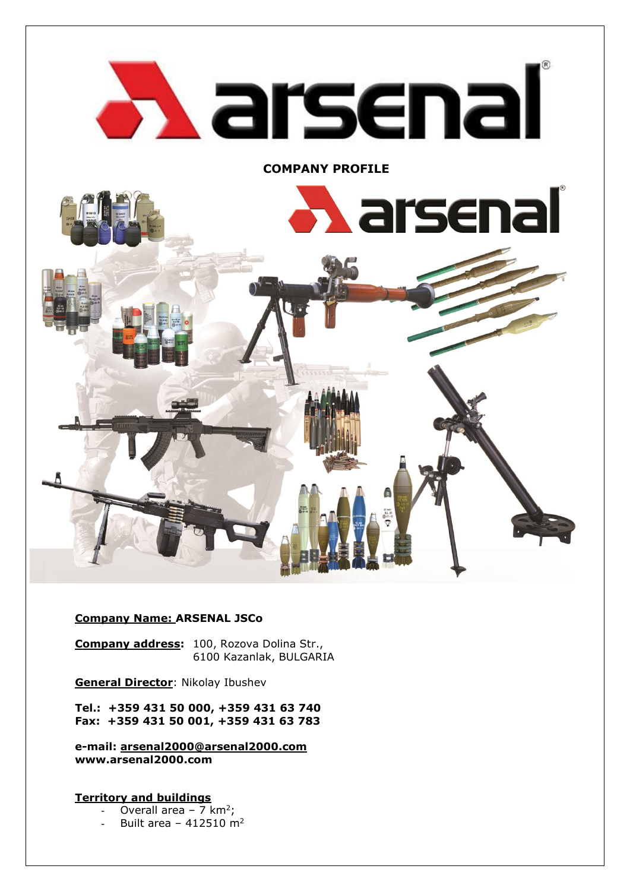# arsenal

**COMPANY PROFILE**

**Company Name: ARSENAL JSCo**

**Company address:** 100, Rozova Dolina Str., 6100 Kazanlak, BULGARIA

**General Director**: Nikolay Ibushev

**Tel.: +359 431 50 000, +359 431 63 740**
**Fax: +359 431 50 001, +359 431 63 783**

**e-mail: arsenal2000@arsenal2000.com**
**www.arsenal2000.com**

**Territory and buildings**

- Overall area – 7 $km^2$;
- Built area – 412510 $m^2$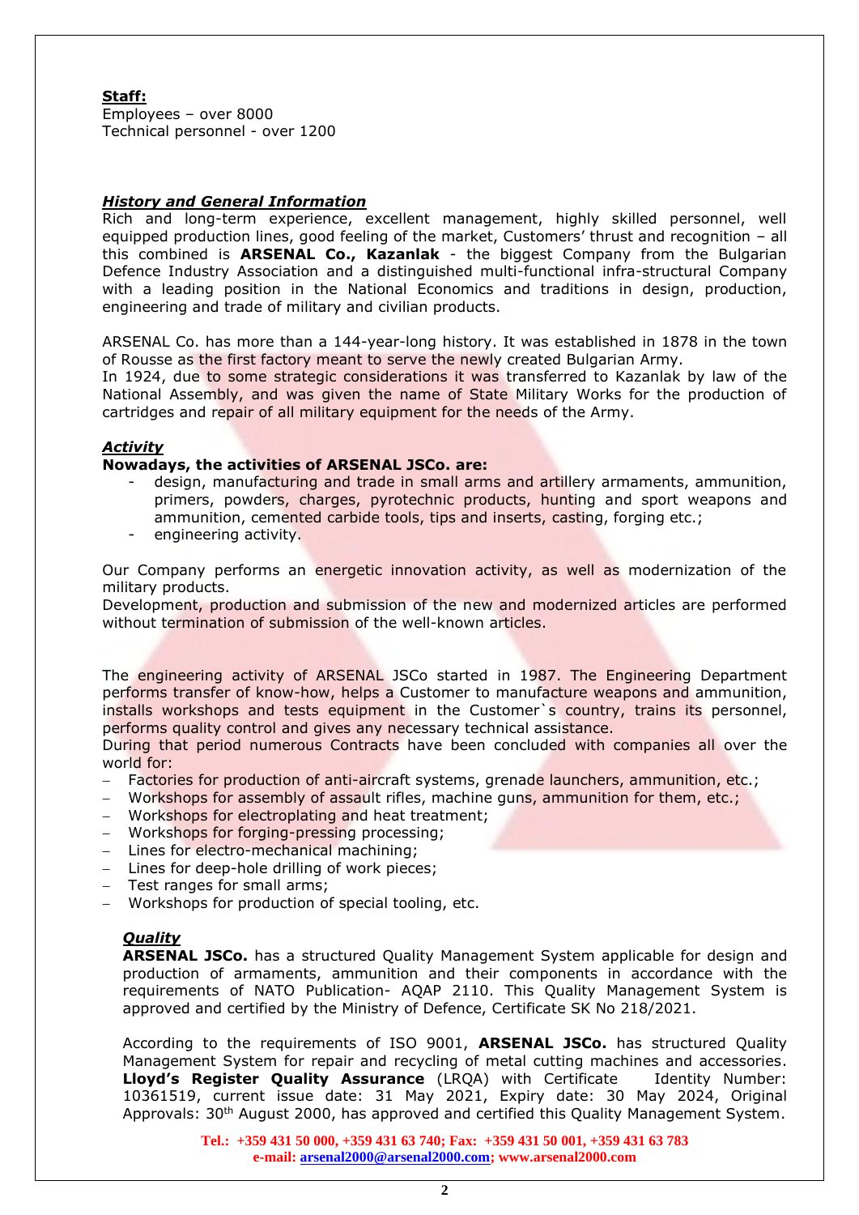**Staff:**
Employees – over 8000
Technical personnel - over 1200

***History and General Information***

Rich and long-term experience, excellent management, highly skilled personnel, well equipped production lines, good feeling of the market, Customers' thrust and recognition – all this combined is **ARSENAL Co., Kazanlak** - the biggest Company from the Bulgarian Defence Industry Association and a distinguished multi-functional infra-structural Company with a leading position in the National Economics and traditions in design, production, engineering and trade of military and civilian products.

ARSENAL Co. has more than a 144-year-long history. It was established in 1878 in the town of Rousse as the first factory meant to serve the newly created Bulgarian Army.
In 1924, due to some strategic considerations it was transferred to Kazanlak by law of the National Assembly, and was given the name of State Military Works for the production of cartridges and repair of all military equipment for the needs of the Army.

***Activity***

**Nowadays, the activities of ARSENAL JSCo. are:**

- design, manufacturing and trade in small arms and artillery armaments, ammunition, primers, powders, charges, pyrotechnic products, hunting and sport weapons and ammunition, cemented carbide tools, tips and inserts, casting, forging etc.;
- engineering activity.

Our Company performs an energetic innovation activity, as well as modernization of the military products.
Development, production and submission of the new and modernized articles are performed without termination of submission of the well-known articles.

The engineering activity of ARSENAL JSCo started in 1987. The Engineering Department performs transfer of know-how, helps a Customer to manufacture weapons and ammunition, installs workshops and tests equipment in the Customer`s country, trains its personnel, performs quality control and gives any necessary technical assistance.
During that period numerous Contracts have been concluded with companies all over the world for:

- Factories for production of anti-aircraft systems, grenade launchers, ammunition, etc.;
- Workshops for assembly of assault rifles, machine guns, ammunition for them, etc.;
- Workshops for electroplating and heat treatment;
- Workshops for forging-pressing processing;
- Lines for electro-mechanical machining;
- Lines for deep-hole drilling of work pieces;
- Test ranges for small arms;
- Workshops for production of special tooling, etc.

***Quality***

**ARSENAL JSCo.** has a structured Quality Management System applicable for design and production of armaments, ammunition and their components in accordance with the requirements of NATO Publication- AQAP 2110. This Quality Management System is approved and certified by the Ministry of Defence, Certificate SK No 218/2021.

According to the requirements of ISO 9001, **ARSENAL JSCo.** has structured Quality Management System for repair and recycling of metal cutting machines and accessories. **Lloyd's Register Quality Assurance** (LRQA) with Certificate Identity Number: 10361519, current issue date: 31 May 2021, Expiry date: 30 May 2024, Original Approvals: 30th August 2000, has approved and certified this Quality Management System.

**Tel.: +359 431 50 000, +359 431 63 740; Fax: +359 431 50 001, +359 431 63 783**
**e-mail: arsenal2000@arsenal2000.com; www.arsenal2000.com**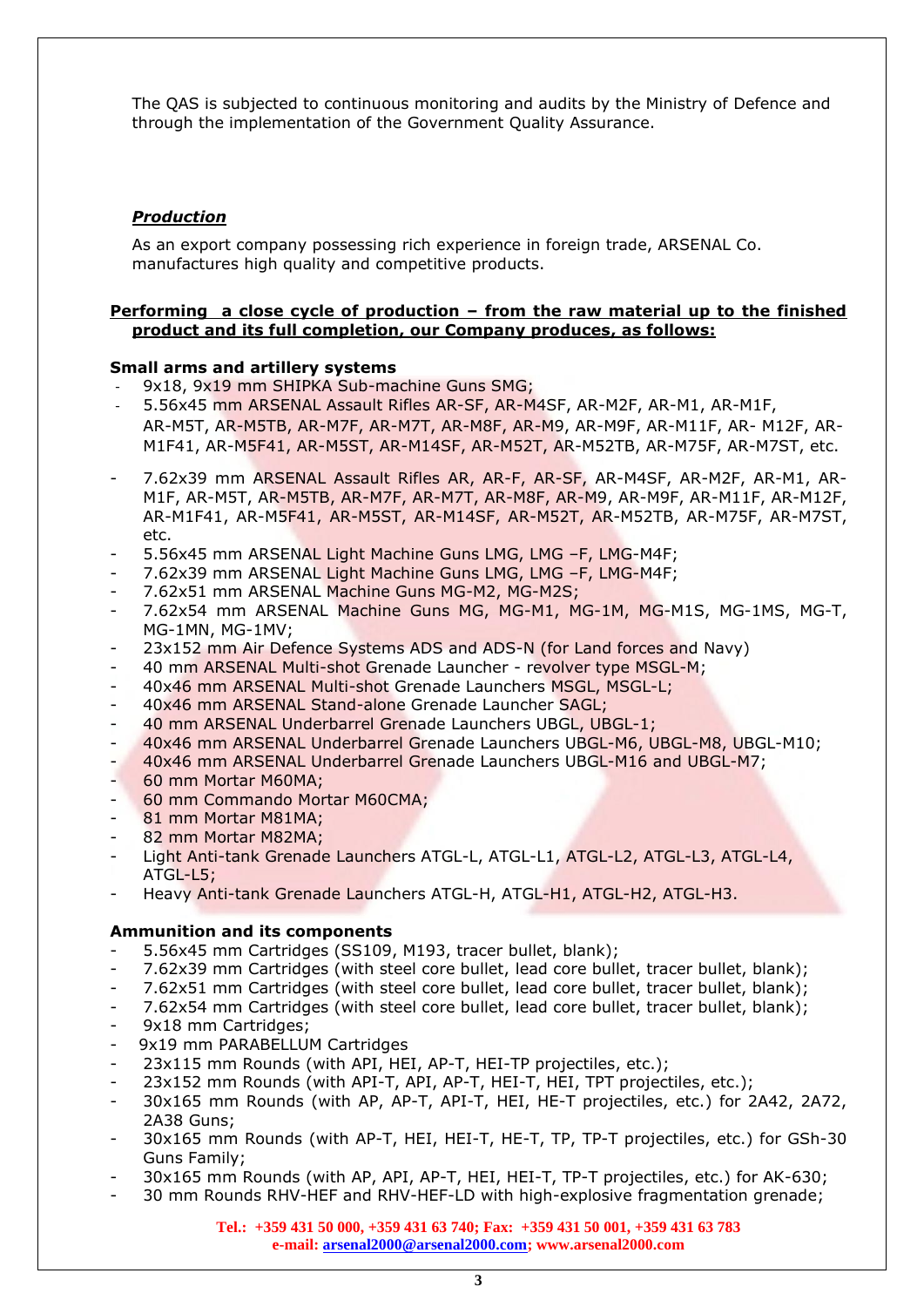The QAS is subjected to continuous monitoring and audits by the Ministry of Defence and through the implementation of the Government Quality Assurance.

***Production***

As an export company possessing rich experience in foreign trade, ARSENAL Co. manufactures high quality and competitive products.

**Performing a close cycle of production – from the raw material up to the finished product and its full completion, our Company produces, as follows:**

**Small arms and artillery systems**

- 9x18, 9x19 mm SHIPKA Sub-machine Guns SMG;
- 5.56x45 mm ARSENAL Assault Rifles AR-SF, AR-M4SF, AR-M2F, AR-M1, AR-M1F, AR-M5T, AR-M5TB, AR-M7F, AR-M7T, AR-M8F, AR-M9, AR-M9F, AR-M11F, AR- M12F, AR-M1F41, AR-M5F41, AR-M5ST, AR-M14SF, AR-M52T, AR-M52TB, AR-M75F, AR-M7ST, etc.
- 7.62x39 mm ARSENAL Assault Rifles AR, AR-F, AR-SF, AR-M4SF, AR-M2F, AR-M1, AR-M1F, AR-M5T, AR-M5TB, AR-M7F, AR-M7T, AR-M8F, AR-M9, AR-M9F, AR-M11F, AR-M12F, AR-M1F41, AR-M5F41, AR-M5ST, AR-M14SF, AR-M52T, AR-M52TB, AR-M75F, AR-M7ST, etc.
- 5.56x45 mm ARSENAL Light Machine Guns LMG, LMG –F, LMG-M4F;
- 7.62x39 mm ARSENAL Light Machine Guns LMG, LMG –F, LMG-M4F;
- 7.62x51 mm ARSENAL Machine Guns MG-M2, MG-M2S;
- 7.62x54 mm ARSENAL Machine Guns MG, MG-M1, MG-1M, MG-M1S, MG-1MS, MG-T, MG-1MN, MG-1MV;
- 23x152 mm Air Defence Systems ADS and ADS-N (for Land forces and Navy)
- 40 mm ARSENAL Multi-shot Grenade Launcher - revolver type MSGL-M;
- 40x46 mm ARSENAL Multi-shot Grenade Launchers MSGL, MSGL-L;
- 40x46 mm ARSENAL Stand-alone Grenade Launcher SAGL;
- 40 mm ARSENAL Underbarrel Grenade Launchers UBGL, UBGL-1;
- 40x46 mm ARSENAL Underbarrel Grenade Launchers UBGL-M6, UBGL-M8, UBGL-M10;
- 40x46 mm ARSENAL Underbarrel Grenade Launchers UBGL-M16 and UBGL-M7;
- 60 mm Mortar M60MA;
- 60 mm Commando Mortar M60CMA;
- 81 mm Mortar M81MA;
- 82 mm Mortar M82MA;
- Light Anti-tank Grenade Launchers ATGL-L, ATGL-L1, ATGL-L2, ATGL-L3, ATGL-L4, ATGL-L5;
- Heavy Anti-tank Grenade Launchers ATGL-H, ATGL-H1, ATGL-H2, ATGL-H3.

**Ammunition and its components**

- 5.56x45 mm Cartridges (SS109, M193, tracer bullet, blank);
- 7.62x39 mm Cartridges (with steel core bullet, lead core bullet, tracer bullet, blank);
- 7.62x51 mm Cartridges (with steel core bullet, lead core bullet, tracer bullet, blank);
- 7.62x54 mm Cartridges (with steel core bullet, lead core bullet, tracer bullet, blank);
- 9x18 mm Cartridges;
- 9x19 mm PARABELLUM Cartridges
- 23x115 mm Rounds (with API, HEI, AP-T, HEI-TP projectiles, etc.);
- 23x152 mm Rounds (with API-T, API, AP-T, HEI-T, HEI, TPT projectiles, etc.);
- 30x165 mm Rounds (with AP, AP-T, API-T, HEI, HE-T projectiles, etc.) for 2A42, 2A72, 2A38 Guns;
- 30x165 mm Rounds (with AP-T, HEI, HEI-T, HE-T, TP, TP-T projectiles, etc.) for GSh-30 Guns Family;
- 30x165 mm Rounds (with AP, API, AP-T, HEI, HEI-T, TP-T projectiles, etc.) for AK-630;
- 30 mm Rounds RHV-HEF and RHV-HEF-LD with high-explosive fragmentation grenade;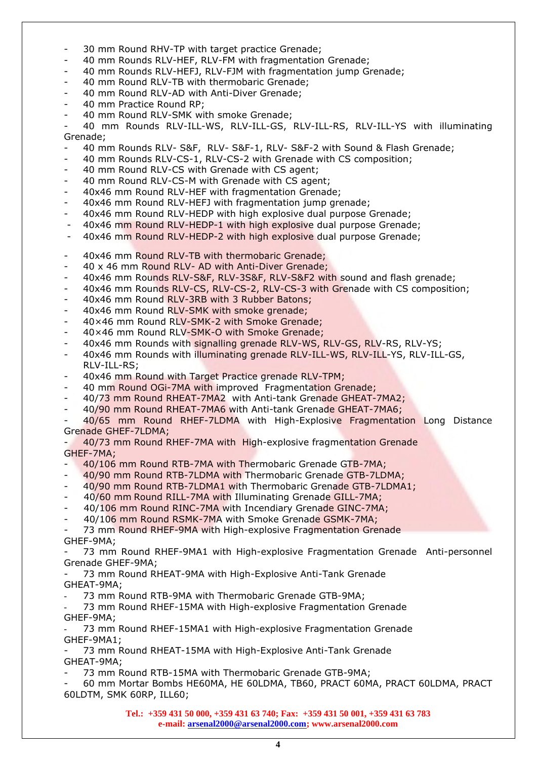- 30 mm Round RHV-TP with target practice Grenade;
- 40 mm Rounds RLV-HEF, RLV-FM with fragmentation Grenade;
- 40 mm Rounds RLV-HEFJ, RLV-FJM with fragmentation jump Grenade;
- 40 mm Round RLV-TB with thermobaric Grenade;
- 40 mm Round RLV-AD with Anti-Diver Grenade;
- 40 mm Practice Round RP;
- 40 mm Round RLV-SMK with smoke Grenade;
- 40 mm Rounds RLV-ILL-WS, RLV-ILL-GS, RLV-ILL-RS, RLV-ILL-YS with illuminating Grenade;
- 40 mm Rounds RLV- S&F, RLV- S&F-1, RLV- S&F-2 with Sound & Flash Grenade;
- 40 mm Rounds RLV-CS-1, RLV-CS-2 with Grenade with CS composition;
- 40 mm Round RLV-CS with Grenade with CS agent;
- 40 mm Round RLV-CS-M with Grenade with CS agent;
- 40x46 mm Round RLV-HEF with fragmentation Grenade;
- 40x46 mm Round RLV-HEFJ with fragmentation jump grenade;
- 40x46 mm Round RLV-HEDP with high explosive dual purpose Grenade;
- 40x46 mm Round RLV-HEDP-1 with high explosive dual purpose Grenade;
- 40x46 mm Round RLV-HEDP-2 with high explosive dual purpose Grenade;
- 40x46 mm Round RLV-TB with thermobaric Grenade;
- 40 x 46 mm Round RLV- AD with Anti-Diver Grenade;
- 40x46 mm Rounds RLV-S&F, RLV-3S&F, RLV-S&F2 with sound and flash grenade;
- 40x46 mm Rounds RLV-CS, RLV-CS-2, RLV-CS-3 with Grenade with CS composition;
- 40x46 mm Round RLV-3RB with 3 Rubber Batons;
- 40x46 mm Round RLV-SMK with smoke grenade;
- 40×46 mm Round RLV-SMK-2 with Smoke Grenade;
- 40×46 mm Round RLV-SMK-O with Smoke Grenade;
- 40x46 mm Rounds with signalling grenade RLV-WS, RLV-GS, RLV-RS, RLV-YS;
- 40x46 mm Rounds with illuminating grenade RLV-ILL-WS, RLV-ILL-YS, RLV-ILL-GS, RLV-ILL-RS;
- 40x46 mm Round with Target Practice grenade RLV-TPM;
- 40 mm Round OGi-7MA with improved Fragmentation Grenade;
- 40/73 mm Round RHEAT-7MA2 with Anti-tank Grenade GHEAT-7MA2;
- 40/90 mm Round RHEAT-7MA6 with Anti-tank Grenade GHEAT-7MA6;
- 40/65 mm Round RHEF-7LDMA with High-Explosive Fragmentation Long Distance Grenade GHEF-7LDMA;
- 40/73 mm Round RHEF-7MA with High-explosive fragmentation Grenade GHEF-7MA;
- 40/106 mm Round RTB-7MA with Thermobaric Grenade GTB-7MA;
- 40/90 mm Round RTB-7LDMA with Thermobaric Grenade GTB-7LDMA;
- 40/90 mm Round RTB-7LDMA1 with Thermobaric Grenade GTB-7LDMA1;
- 40/60 mm Round RILL-7MA with Illuminating Grenade GILL-7MA;
- 40/106 mm Round RINC-7MA with Incendiary Grenade GINC-7MA;
- 40/106 mm Round RSMK-7MA with Smoke Grenade GSMK-7MA;
- 73 mm Round RHEF-9MA with High-explosive Fragmentation Grenade GHEF-9MA;
- 73 mm Round RHEF-9MA1 with High-explosive Fragmentation Grenade Anti-personnel Grenade GHEF-9MA;
- 73 mm Round RHEAT-9MA with High-Explosive Anti-Tank Grenade GHEAT-9MA;
- 73 mm Round RTB-9MA with Thermobaric Grenade GTB-9MA;
- 73 mm Round RHEF-15MA with High-explosive Fragmentation Grenade GHEF-9MA;
- 73 mm Round RHEF-15MA1 with High-explosive Fragmentation Grenade GHEF-9MA1;
- 73 mm Round RHEAT-15MA with High-Explosive Anti-Tank Grenade GHEAT-9MA;
- 73 mm Round RTB-15MA with Thermobaric Grenade GTB-9MA;
- 60 mm Mortar Bombs HE60MA, HE 60LDMA, TB60, PRACT 60MA, PRACT 60LDMA, PRACT 60LDTM, SMK 60RP, ILL60;

**Tel.: +359 431 50 000, +359 431 63 740; Fax: +359 431 50 001, +359 431 63 783**
**e-mail: arsenal2000@arsenal2000.com; www.arsenal2000.com**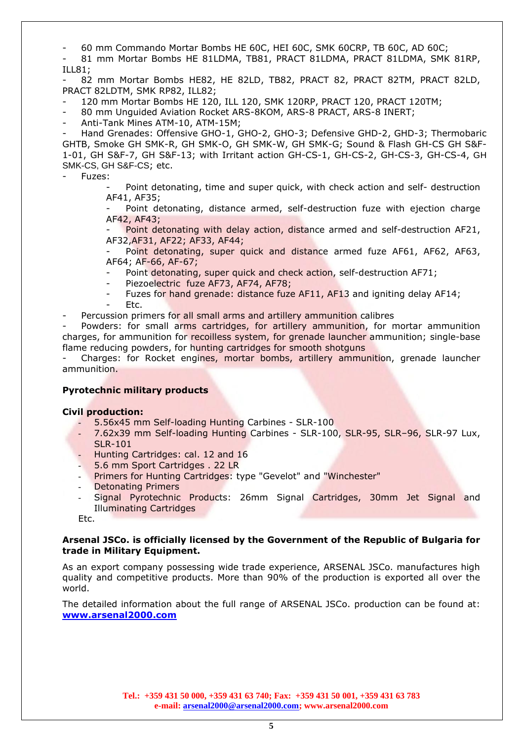- 60 mm Commando Mortar Bombs HE 60C, HEI 60C, SMK 60CRP, TB 60C, AD 60C;
- 81 mm Mortar Bombs HE 81LDMA, TB81, PRACT 81LDMA, PRACT 81LDMA, SMK 81RP, ILL81;
- 82 mm Mortar Bombs HE82, HE 82LD, TB82, PRACT 82, PRACT 82TM, PRACT 82LD, PRACT 82LDTM, SMK RP82, ILL82;
- 120 mm Mortar Bombs HE 120, ILL 120, SMK 120RP, PRACT 120, PRACT 120TM;
- 80 mm Unguided Aviation Rocket ARS-8KOM, ARS-8 PRACT, ARS-8 INERT;
- Anti-Tank Mines ATM-10, ATM-15M;
- Hand Grenades: Offensive GHO-1, GHO-2, GHO-3; Defensive GHD-2, GHD-3; Thermobaric GHTB, Smoke GH SMK-R, GH SMK-O, GH SMK-W, GH SMK-G; Sound & Flash GH-CS GH S&F-1-01, GH S&F-7, GH S&F-13; with Irritant action GH-CS-1, GH-CS-2, GH-CS-3, GH-CS-4, GH SMK-CS, GH S&F-CS; etc.
- Fuzes:
  - Point detonating, time and super quick, with check action and self- destruction AF41, AF35;
  - Point detonating, distance armed, self-destruction fuze with ejection charge AF42, AF43;
  - Point detonating with delay action, distance armed and self-destruction AF21, AF32,AF31, AF22; AF33, AF44;
  - Point detonating, super quick and distance armed fuze AF61, AF62, AF63, AF64; AF-66, AF-67;
  - Point detonating, super quick and check action, self-destruction AF71;
  - Piezoelectric fuze AF73, AF74, AF78;
  - Fuzes for hand grenade: distance fuze AF11, AF13 and igniting delay AF14;
  - Etc.
- Percussion primers for all small arms and artillery ammunition calibres
- Powders: for small arms cartridges, for artillery ammunition, for mortar ammunition charges, for ammunition for recoilless system, for grenade launcher ammunition; single-base flame reducing powders, for hunting cartridges for smooth shotguns
- Charges: for Rocket engines, mortar bombs, artillery ammunition, grenade launcher ammunition.

**Pyrotechnic military products**

**Civil production:**

- 5.56x45 mm Self-loading Hunting Carbines - SLR-100
- 7.62x39 mm Self-loading Hunting Carbines - SLR-100, SLR-95, SLR–96, SLR-97 Lux, SLR-101
- Hunting Cartridges: cal. 12 and 16
- 5.6 mm Sport Cartridges . 22 LR
- Primers for Hunting Cartridges: type "Gevelot" and "Winchester"
- Detonating Primers
- Signal Pyrotechnic Products: 26mm Signal Cartridges, 30mm Jet Signal and Illuminating Cartridges

Etc.

**Arsenal JSCo. is officially licensed by the Government of the Republic of Bulgaria for trade in Military Equipment.**

As an export company possessing wide trade experience, ARSENAL JSCo. manufactures high quality and competitive products. More than 90% of the production is exported all over the world.

The detailed information about the full range of ARSENAL JSCo. production can be found at: **www.arsenal2000.com**

**Tel.: +359 431 50 000, +359 431 63 740; Fax: +359 431 50 001, +359 431 63 783**
**e-mail: arsenal2000@arsenal2000.com; www.arsenal2000.com**